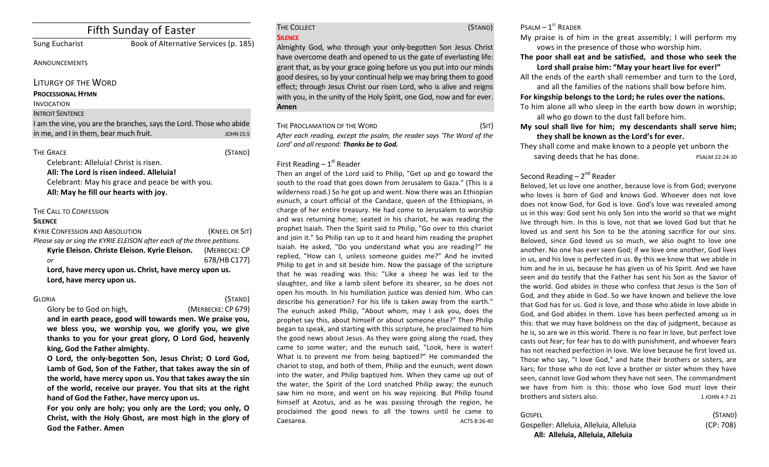# Fifth Sunday of Easter

Sung Eucharist — Book of Alternative Services (p. 185)

ANNOUNCEMENTS

## LITURGY OF THE WORD

**PROCESSIONAL HYMN**

INVOCATION

INTROIT SENTENCE

I am the vine, you are the branches, says the Lord. Those who abide in me, and I in them, bear much fruit. JOHN 15:5

THE GRACE (STAND)

Celebrant: Alleluia! Christ is risen.
**All: The Lord is risen indeed. Alleluia!**
Celebrant: May his grace and peace be with you.
**All: May he fill our hearts with joy.**

THE CALL TO CONFESSION

**SILENCE**

KYRIE CONFESSION AND ABSOLUTION (KNEEL OR SIT)

*Please say or sing the KYRIE ELEISON after each of the three petitions.*

**Kyrie Eleison. Christe Eleison. Kyrie Eleison.** (MERBECKE: CP 678/HB C177)
*or*
**Lord, have mercy upon us. Christ, have mercy upon us. Lord, have mercy upon us.**

GLORIA (STAND)

Glory be to God on high, (MERBECKE: CP 679)
**and in earth peace, good will towards men. We praise you, we bless you, we worship you, we glorify you, we give thanks to you for your great glory, O Lord God, heavenly king, God the Father almighty.**
**O Lord, the only-begotten Son, Jesus Christ; O Lord God, Lamb of God, Son of the Father, that takes away the sin of the world, have mercy upon us. You that takes away the sin of the world, receive our prayer. You that sits at the right hand of God the Father, have mercy upon us.**
**For you only are holy; you only are the Lord; you only, O Christ, with the Holy Ghost, are most high in the glory of God the Father. Amen**

THE COLLECT (STAND)

**SILENCE**

Almighty God, who through your only-begotten Son Jesus Christ have overcome death and opened to us the gate of everlasting life: grant that, as by your grace going before us you put into our minds good desires, so by your continual help we may bring them to good effect; through Jesus Christ our risen Lord, who is alive and reigns with you, in the unity of the Holy Spirit, one God, now and for ever. **Amen**

THE PROCLAMATION OF THE WORD (SIT)

*After each reading, except the psalm, the reader says 'The Word of the Lord' and all respond:* ***Thanks be to God.***

First Reading – 1st Reader

Then an angel of the Lord said to Philip, "Get up and go toward the south to the road that goes down from Jerusalem to Gaza." (This is a wilderness road.) So he got up and went. Now there was an Ethiopian eunuch, a court official of the Candace, queen of the Ethiopians, in charge of her entire treasury. He had come to Jerusalem to worship and was returning home; seated in his chariot, he was reading the prophet Isaiah. Then the Spirit said to Philip, "Go over to this chariot and join it." So Philip ran up to it and heard him reading the prophet Isaiah. He asked, "Do you understand what you are reading?" He replied, "How can I, unless someone guides me?" And he invited Philip to get in and sit beside him. Now the passage of the scripture that he was reading was this: "Like a sheep he was led to the slaughter, and like a lamb silent before its shearer, so he does not open his mouth. In his humiliation justice was denied him. Who can describe his generation? For his life is taken away from the earth." The eunuch asked Philip, "About whom, may I ask you, does the prophet say this, about himself or about someone else?" Then Philip began to speak, and starting with this scripture, he proclaimed to him the good news about Jesus. As they were going along the road, they came to some water; and the eunuch said, "Look, here is water! What is to prevent me from being baptized?" He commanded the chariot to stop, and both of them, Philip and the eunuch, went down into the water, and Philip baptized him. When they came up out of the water, the Spirit of the Lord snatched Philip away; the eunuch saw him no more, and went on his way rejoicing. But Philip found himself at Azotus, and as he was passing through the region, he proclaimed the good news to all the towns until he came to Caesarea. ACTS 8:26-40

PSALM – 1ST READER

My praise is of him in the great assembly; I will perform my vows in the presence of those who worship him.
**The poor shall eat and be satisfied, and those who seek the Lord shall praise him: "May your heart live for ever!"**
All the ends of the earth shall remember and turn to the Lord, and all the families of the nations shall bow before him.
**For kingship belongs to the Lord; he rules over the nations.**
To him alone all who sleep in the earth bow down in worship; all who go down to the dust fall before him.
**My soul shall live for him; my descendants shall serve him; they shall be known as the Lord's for ever.**
They shall come and make known to a people yet unborn the saving deeds that he has done. PSALM 22:24-30

Second Reading – 2nd Reader

Beloved, let us love one another, because love is from God; everyone who loves is born of God and knows God. Whoever does not love does not know God, for God is love. God's love was revealed among us in this way: God sent his only Son into the world so that we might live through him. In this is love, not that we loved God but that he loved us and sent his Son to be the atoning sacrifice for our sins. Beloved, since God loved us so much, we also ought to love one another. No one has ever seen God; if we love one another, God lives in us, and his love is perfected in us. By this we know that we abide in him and he in us, because he has given us of his Spirit. And we have seen and do testify that the Father has sent his Son as the Savior of the world. God abides in those who confess that Jesus is the Son of God, and they abide in God. So we have known and believe the love that God has for us. God is love, and those who abide in love abide in God, and God abides in them. Love has been perfected among us in this: that we may have boldness on the day of judgment, because as he is, so are we in this world. There is no fear in love, but perfect love casts out fear; for fear has to do with punishment, and whoever fears has not reached perfection in love. We love because he first loved us. Those who say, "I love God," and hate their brothers or sisters, are liars; for those who do not love a brother or sister whom they have seen, cannot love God whom they have not seen. The commandment we have from him is this: those who love God must love their brothers and sisters also. 1 JOHN 4:7-21

GOSPEL (STAND)

Gospeller: Alleluia, Alleluia, Alleluia (CP: 708)
**All: Alleluia, Alleluia, Alleluia**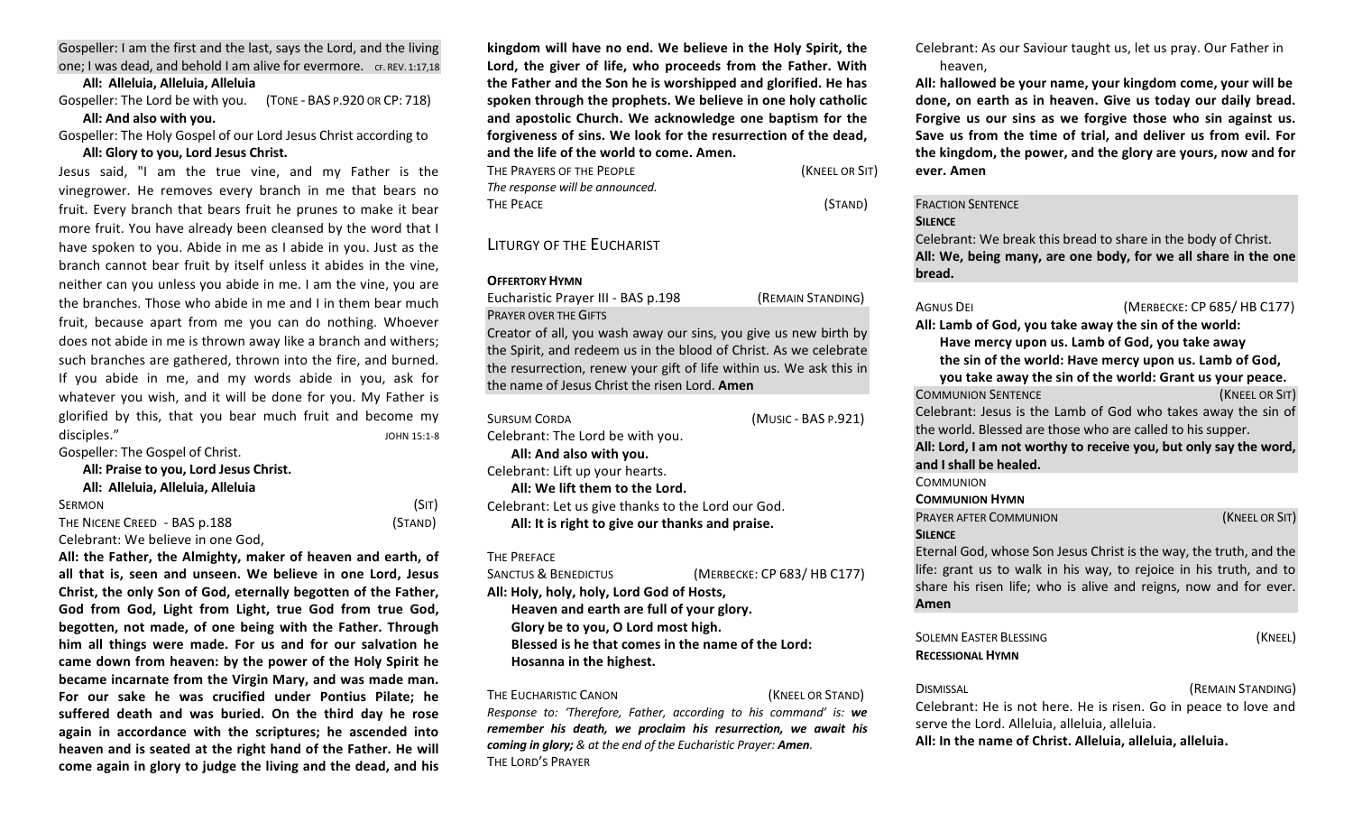Gospeller: I am the first and the last, says the Lord, and the living one; I was dead, and behold I am alive for evermore. CF. REV. 1:17,18

**All: Alleluia, Alleluia, Alleluia**

Gospeller: The Lord be with you. (TONE - BAS P.920 OR CP: 718)

**All: And also with you.**

Gospeller: The Holy Gospel of our Lord Jesus Christ according to

**All: Glory to you, Lord Jesus Christ.**

Jesus said, "I am the true vine, and my Father is the vinegrower. He removes every branch in me that bears no fruit. Every branch that bears fruit he prunes to make it bear more fruit. You have already been cleansed by the word that I have spoken to you. Abide in me as I abide in you. Just as the branch cannot bear fruit by itself unless it abides in the vine, neither can you unless you abide in me. I am the vine, you are the branches. Those who abide in me and I in them bear much fruit, because apart from me you can do nothing. Whoever does not abide in me is thrown away like a branch and withers; such branches are gathered, thrown into the fire, and burned. If you abide in me, and my words abide in you, ask for whatever you wish, and it will be done for you. My Father is glorified by this, that you bear much fruit and become my disciples." JOHN 15:1-8

Gospeller: The Gospel of Christ.

**All: Praise to you, Lord Jesus Christ.**

**All: Alleluia, Alleluia, Alleluia**

SERMON (SIT)

THE NICENE CREED - BAS p.188 (STAND)

Celebrant: We believe in one God,

**All: the Father, the Almighty, maker of heaven and earth, of all that is, seen and unseen. We believe in one Lord, Jesus Christ, the only Son of God, eternally begotten of the Father, God from God, Light from Light, true God from true God, begotten, not made, of one being with the Father. Through him all things were made. For us and for our salvation he came down from heaven: by the power of the Holy Spirit he became incarnate from the Virgin Mary, and was made man. For our sake he was crucified under Pontius Pilate; he suffered death and was buried. On the third day he rose again in accordance with the scriptures; he ascended into heaven and is seated at the right hand of the Father. He will come again in glory to judge the living and the dead, and his kingdom will have no end. We believe in the Holy Spirit, the Lord, the giver of life, who proceeds from the Father. With the Father and the Son he is worshipped and glorified. He has spoken through the prophets. We believe in one holy catholic and apostolic Church. We acknowledge one baptism for the forgiveness of sins. We look for the resurrection of the dead, and the life of the world to come. Amen.**

THE PRAYERS OF THE PEOPLE (KNEEL OR SIT)

*The response will be announced.*

THE PEACE (STAND)

## LITURGY OF THE EUCHARIST

**OFFERTORY HYMN**

Eucharistic Prayer III - BAS p.198 (REMAIN STANDING)

PRAYER OVER THE GIFTS

Creator of all, you wash away our sins, you give us new birth by the Spirit, and redeem us in the blood of Christ. As we celebrate the resurrection, renew your gift of life within us. We ask this in the name of Jesus Christ the risen Lord. **Amen**

SURSUM CORDA (MUSIC - BAS P.921)

Celebrant: The Lord be with you.

**All: And also with you.**

Celebrant: Lift up your hearts.

**All: We lift them to the Lord.**

Celebrant: Let us give thanks to the Lord our God.

**All: It is right to give our thanks and praise.**

THE PREFACE

SANCTUS & BENEDICTUS (MERBECKE: CP 683/ HB C177)

**All: Holy, holy, holy, Lord God of Hosts,**
**Heaven and earth are full of your glory.**
**Glory be to you, O Lord most high.**
**Blessed is he that comes in the name of the Lord:**
**Hosanna in the highest.**

THE EUCHARISTIC CANON (KNEEL OR STAND)

*Response to: 'Therefore, Father, according to his command' is: **we remember his death, we proclaim his resurrection, we await his coming in glory;** & at the end of the Eucharistic Prayer: **Amen**.*

THE LORD'S PRAYER

Celebrant: As our Saviour taught us, let us pray. Our Father in heaven,

**All: hallowed be your name, your kingdom come, your will be done, on earth as in heaven. Give us today our daily bread. Forgive us our sins as we forgive those who sin against us. Save us from the time of trial, and deliver us from evil. For the kingdom, the power, and the glory are yours, now and for ever. Amen**

FRACTION SENTENCE

**SILENCE**

Celebrant: We break this bread to share in the body of Christ.

**All: We, being many, are one body, for we all share in the one bread.**

AGNUS DEI (MERBECKE: CP 685/ HB C177)

**All: Lamb of God, you take away the sin of the world:**
**Have mercy upon us. Lamb of God, you take away the sin of the world: Have mercy upon us. Lamb of God, you take away the sin of the world: Grant us your peace.**

COMMUNION SENTENCE (KNEEL OR SIT)

Celebrant: Jesus is the Lamb of God who takes away the sin of the world. Blessed are those who are called to his supper.

**All: Lord, I am not worthy to receive you, but only say the word, and I shall be healed.**

COMMUNION

**COMMUNION HYMN**

PRAYER AFTER COMMUNION (KNEEL OR SIT)

**SILENCE**

Eternal God, whose Son Jesus Christ is the way, the truth, and the life: grant us to walk in his way, to rejoice in his truth, and to share his risen life; who is alive and reigns, now and for ever. **Amen**

SOLEMN EASTER BLESSING (KNEEL)

**RECESSIONAL HYMN**

DISMISSAL (REMAIN STANDING)

Celebrant: He is not here. He is risen. Go in peace to love and serve the Lord. Alleluia, alleluia, alleluia.

**All: In the name of Christ. Alleluia, alleluia, alleluia.**